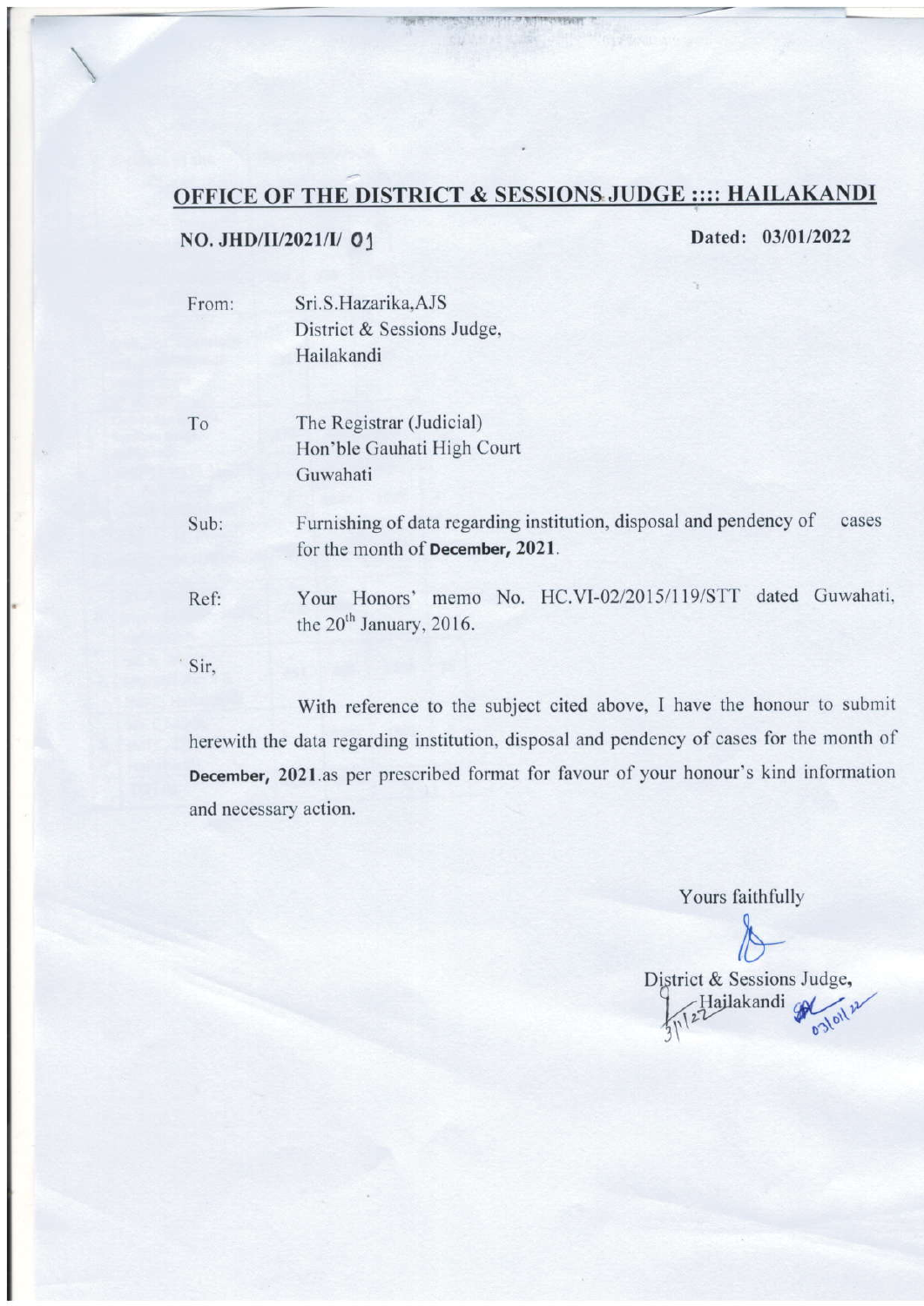## OFFICE OF THE DISTRICT & SESSIONS JUDGE :::: HAILAKANDI

**NO. JHD/II/2021/I/ 01** **Dated: 03/01/2022**

From: Sri.S.Hazarika,AJS
District & Sessions Judge,
Hailakandi

To The Registrar (Judicial)
Hon'ble Gauhati High Court
Guwahati

Sub: Furnishing of data regarding institution, disposal and pendency of cases for the month of **December, 2021**.

Ref: Your Honors' memo No. HC.VI-02/2015/119/STT dated Guwahati, the 20th January, 2016.

Sir,

With reference to the subject cited above, I have the honour to submit herewith the data regarding institution, disposal and pendency of cases for the month of **December, 2021**.as per prescribed format for favour of your honour's kind information and necessary action.

Yours faithfully

District & Sessions Judge,
Hailakandi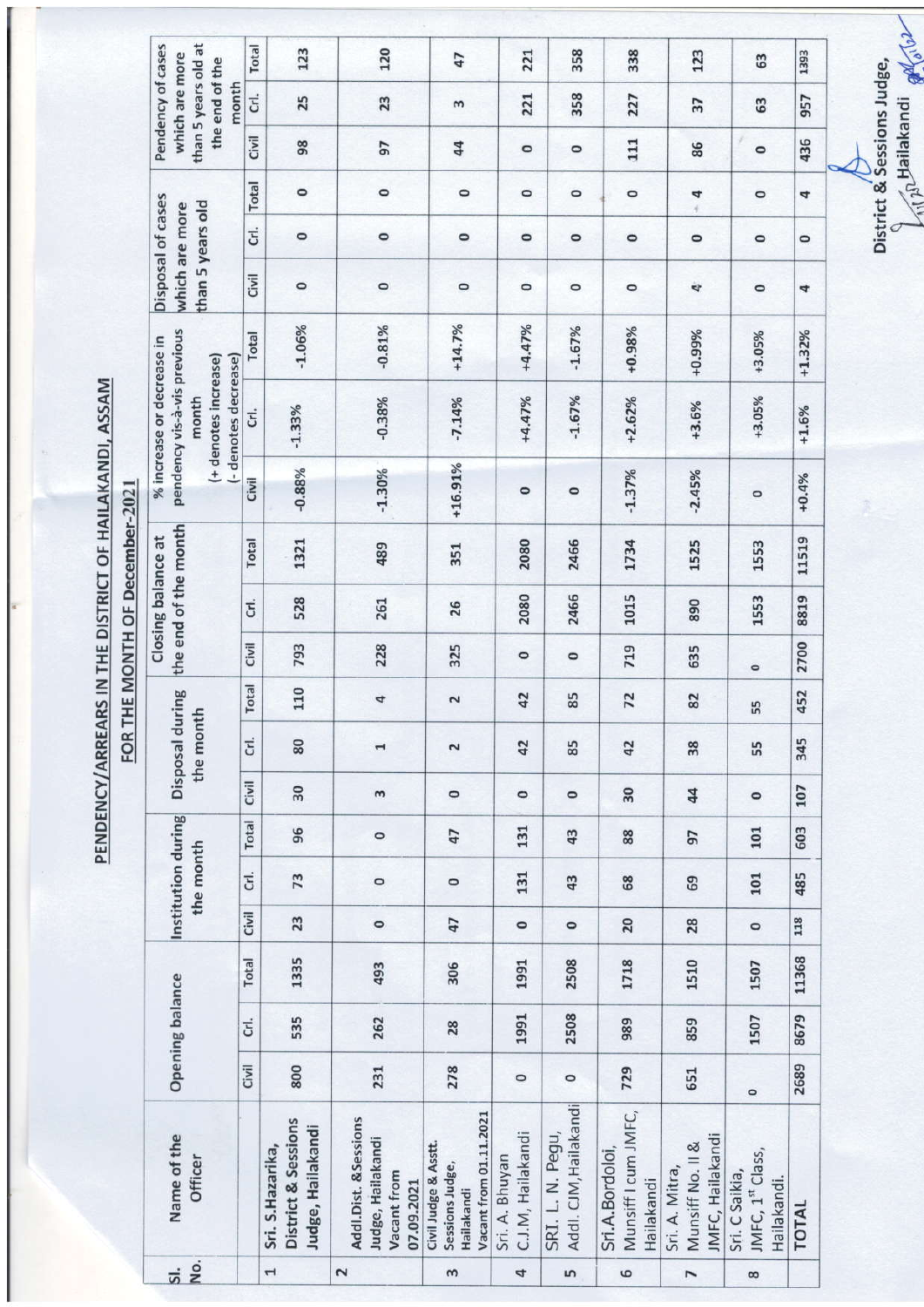## PENDENCY/ARREARS IN THE DISTRICT OF HAILAKANDI, ASSAM

### FOR THE MONTH OF December-2021

| Sl. No. | Name of the Officer | Opening balance | | | Institution during the month | | | Disposal during the month | | | Closing balance at the end of the month | | | % increase or decrease in pendency vis-à-vis previous month (+ denotes increase) (- denotes decrease) | | | Disposal of cases which are more than 5 years old | | | Pendency of cases which are more than 5 years old at the end of the month | | |
|---|---|---|---|---|---|---|---|---|---|---|---|---|---|---|---|---|---|---|---|---|---|---|
| | | Civil | Crl. | Total | Civil | Crl. | Total | Civil | Crl. | Total | Civil | Crl. | Total | Civil | Crl. | Total | Civil | Crl. | Total | Civil | Crl. | Total |
| 1 | Sri. S.Hazarika, District & Sessions Judge, Hailakandi | 800 | 535 | 1335 | 23 | 73 | 96 | 30 | 80 | 110 | 793 | 528 | 1321 | -0.88% | -1.33% | -1.06% | 0 | 0 | 0 | 98 | 25 | 123 |
| 2 | Addl.Dist. &Sessions Judge, Hailakandi Vacant from 07.09.2021 | 231 | 262 | 493 | 0 | 0 | 0 | 3 | 1 | 4 | 228 | 261 | 489 | -1.30% | -0.38% | -0.81% | 0 | 0 | 0 | 97 | 23 | 120 |
| 3 | Civil Judge & Asstt. Sessions Judge, Hailakandi Vacant from 01.11.2021 | 278 | 28 | 306 | 47 | 0 | 47 | 0 | 2 | 2 | 325 | 26 | 351 | +16.91% | -7.14% | +14.7% | 0 | 0 | 0 | 44 | 3 | 47 |
| 4 | Sri. A. Bhuyan C.J.M, Hailakandi | 0 | 1991 | 1991 | 0 | 131 | 131 | 0 | 42 | 42 | 0 | 2080 | 2080 | 0 | +4.47% | +4.47% | 0 | 0 | 0 | 0 | 221 | 221 |
| 5 | SRI. L. N. Pegu, Addl. CJM,Hailakandi | 0 | 2508 | 2508 | 0 | 43 | 43 | 0 | 85 | 85 | 0 | 2466 | 2466 | 0 | -1.67% | -1.67% | 0 | 0 | 0 | 0 | 358 | 358 |
| 6 | Sri.A.Bordoloi, Munsiff I cum JMFC, Hailakandi | 729 | 989 | 1718 | 20 | 68 | 88 | 30 | 42 | 72 | 719 | 1015 | 1734 | -1.37% | +2.62% | +0.98% | 0 | 0 | 0 | 111 | 227 | 338 |
| 7 | Sri. A. Mitra, Munsiff No. II & JMFC, Hailakandi | 651 | 859 | 1510 | 28 | 69 | 97 | 44 | 38 | 82 | 635 | 890 | 1525 | -2.45% | +3.6% | +0.99% | 4 | 0 | 4 | 86 | 37 | 123 |
| 8 | Sri. C Saikia, JMFC, 1st Class, Hailakandi. | 0 | 1507 | 1507 | 0 | 101 | 101 | 0 | 55 | 55 | 0 | 1553 | 1553 | 0 | +3.05% | +3.05% | 0 | 0 | 0 | 0 | 63 | 63 |
| | TOTAL | 2689 | 8679 | 11368 | 118 | 485 | 603 | 107 | 345 | 452 | 2700 | 8819 | 11519 | +0.4% | +1.6% | +1.32% | 4 | 0 | 4 | 436 | 957 | 1393 |

District & Sessions Judge, Hailakandi